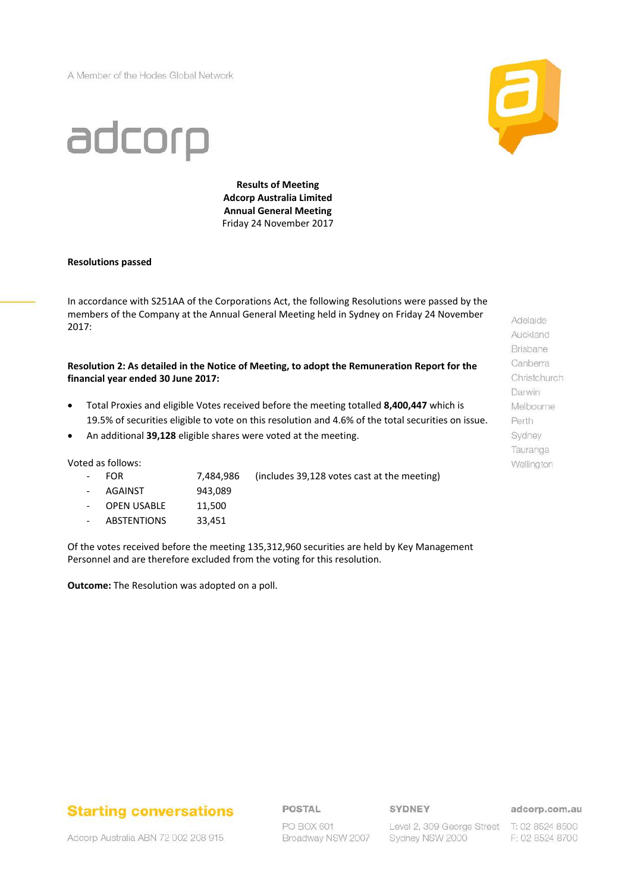A Member of the Hodes Global Network

adcorp

**Results of Meeting**
**Adcorp Australia Limited**
**Annual General Meeting**
Friday 24 November 2017

**Resolutions passed**

In accordance with S251AA of the Corporations Act, the following Resolutions were passed by the members of the Company at the Annual General Meeting held in Sydney on Friday 24 November 2017:

**Resolution 2: As detailed in the Notice of Meeting, to adopt the Remuneration Report for the financial year ended 30 June 2017:**

- Total Proxies and eligible Votes received before the meeting totalled **8,400,447** which is 19.5% of securities eligible to vote on this resolution and 4.6% of the total securities on issue.
- An additional **39,128** eligible shares were voted at the meeting.

Voted as follows:

- FOR 7,484,986 (includes 39,128 votes cast at the meeting)
- AGAINST 943,089
- OPEN USABLE 11,500
- ABSTENTIONS 33,451

Of the votes received before the meeting 135,312,960 securities are held by Key Management Personnel and are therefore excluded from the voting for this resolution.

**Outcome:** The Resolution was adopted on a poll.

Adelaide
Auckland
Brisbane
Canberra
Christchurch
Darwin
Melbourne
Perth
Sydney
Tauranga
Wellington

**Starting conversations**

Adcorp Australia ABN 72 002 208 915

**POSTAL**
PO BOX 601
Broadway NSW 2007

**SYDNEY**
Level 2, 309 George Street
Sydney NSW 2000

**adcorp.com.au**
T: 02 8524 8500
F: 02 8524 8700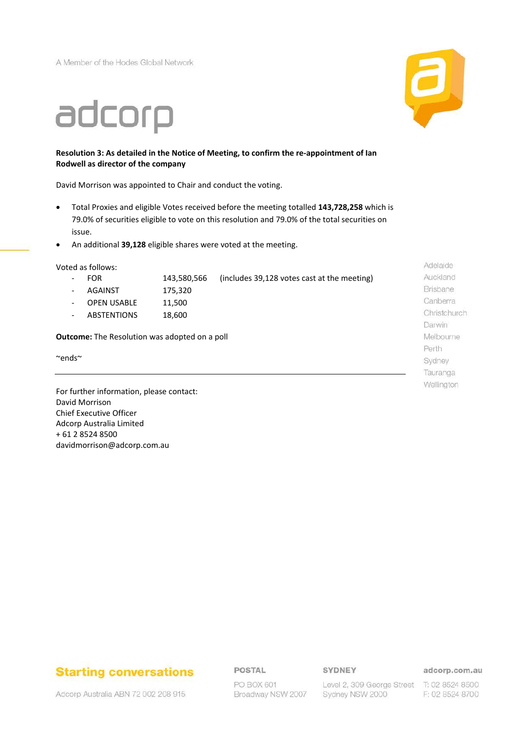**Resolution 3: As detailed in the Notice of Meeting, to confirm the re-appointment of Ian Rodwell as director of the company**

David Morrison was appointed to Chair and conduct the voting.

- Total Proxies and eligible Votes received before the meeting totalled **143,728,258** which is 79.0% of securities eligible to vote on this resolution and 79.0% of the total securities on issue.
- An additional **39,128** eligible shares were voted at the meeting.

Voted as follows:

| | | |
|---|---|---|
| - FOR | 143,580,566 | (includes 39,128 votes cast at the meeting) |
| - AGAINST | 175,320 | |
| - OPEN USABLE | 11,500 | |
| - ABSTENTIONS | 18,600 | |

**Outcome:** The Resolution was adopted on a poll

~ends~

---

For further information, please contact:
David Morrison
Chief Executive Officer
Adcorp Australia Limited
+ 61 2 8524 8500
davidmorrison@adcorp.com.au